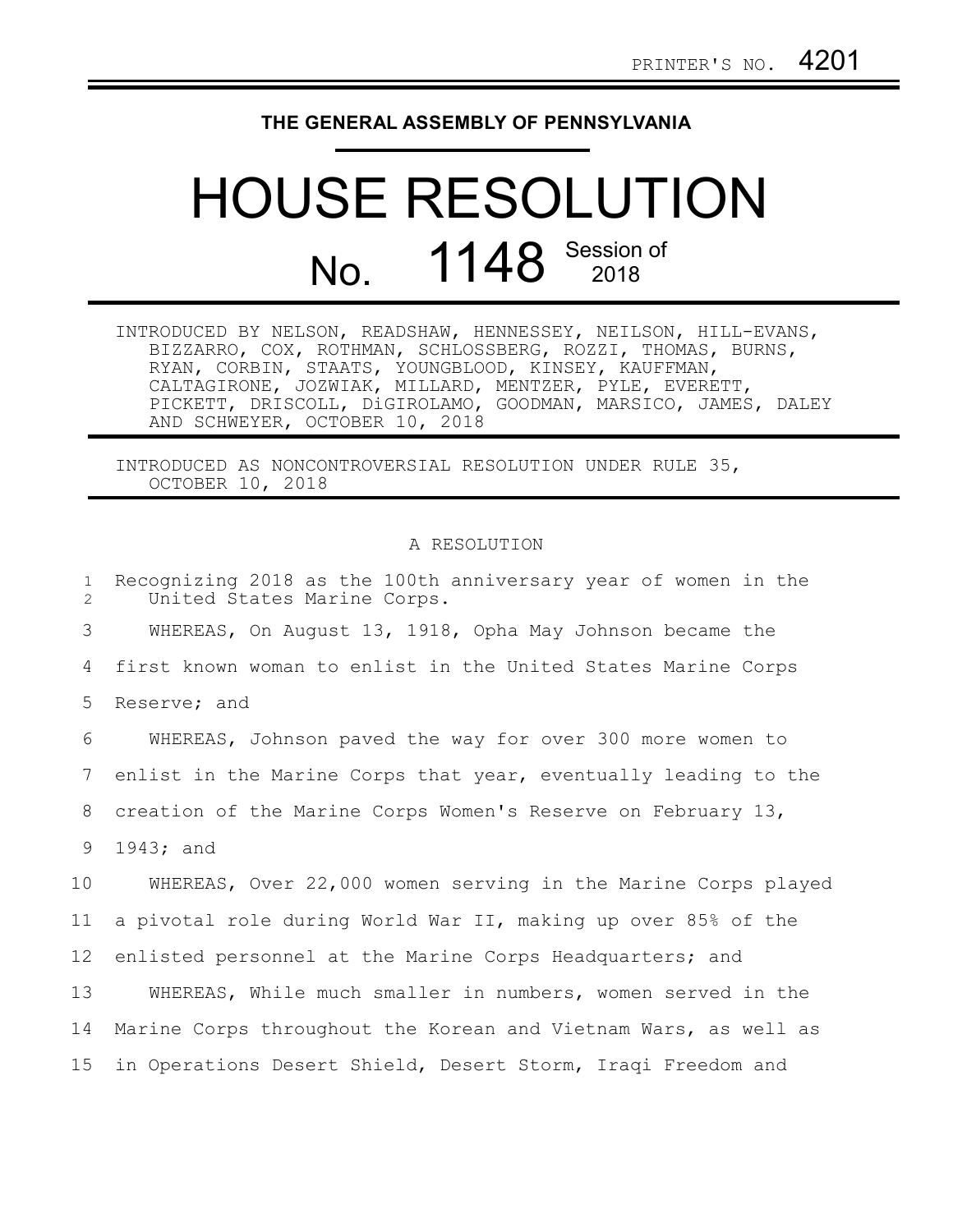PRINTER'S NO. 4201

THE GENERAL ASSEMBLY OF PENNSYLVANIA

# HOUSE RESOLUTION

# No. 1148 Session of 2018

INTRODUCED BY NELSON, READSHAW, HENNESSEY, NEILSON, HILL-EVANS, BIZZARRO, COX, ROTHMAN, SCHLOSSBERG, ROZZI, THOMAS, BURNS, RYAN, CORBIN, STAATS, YOUNGBLOOD, KINSEY, KAUFFMAN, CALTAGIRONE, JOZWIAK, MILLARD, MENTZER, PYLE, EVERETT, PICKETT, DRISCOLL, DiGIROLAMO, GOODMAN, MARSICO, JAMES, DALEY AND SCHWEYER, OCTOBER 10, 2018

INTRODUCED AS NONCONTROVERSIAL RESOLUTION UNDER RULE 35, OCTOBER 10, 2018

A RESOLUTION

Recognizing 2018 as the 100th anniversary year of women in the United States Marine Corps.

WHEREAS, On August 13, 1918, Opha May Johnson became the first known woman to enlist in the United States Marine Corps Reserve; and

WHEREAS, Johnson paved the way for over 300 more women to enlist in the Marine Corps that year, eventually leading to the creation of the Marine Corps Women's Reserve on February 13, 1943; and

WHEREAS, Over 22,000 women serving in the Marine Corps played a pivotal role during World War II, making up over 85% of the enlisted personnel at the Marine Corps Headquarters; and

WHEREAS, While much smaller in numbers, women served in the Marine Corps throughout the Korean and Vietnam Wars, as well as in Operations Desert Shield, Desert Storm, Iraqi Freedom and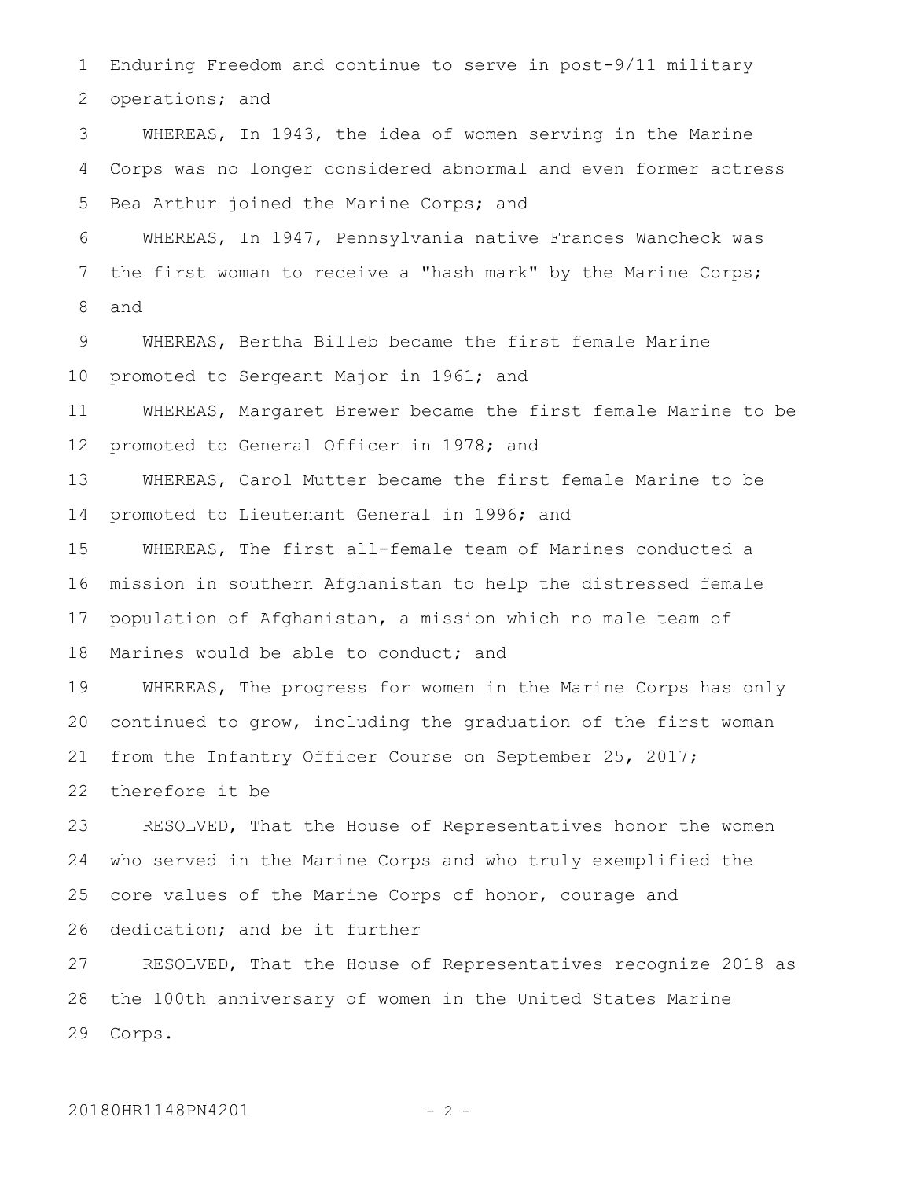Enduring Freedom and continue to serve in post-9/11 military operations; and

WHEREAS, In 1943, the idea of women serving in the Marine Corps was no longer considered abnormal and even former actress Bea Arthur joined the Marine Corps; and

WHEREAS, In 1947, Pennsylvania native Frances Wancheck was the first woman to receive a "hash mark" by the Marine Corps; and

WHEREAS, Bertha Billeb became the first female Marine promoted to Sergeant Major in 1961; and

WHEREAS, Margaret Brewer became the first female Marine to be promoted to General Officer in 1978; and

WHEREAS, Carol Mutter became the first female Marine to be promoted to Lieutenant General in 1996; and

WHEREAS, The first all-female team of Marines conducted a mission in southern Afghanistan to help the distressed female population of Afghanistan, a mission which no male team of Marines would be able to conduct; and

WHEREAS, The progress for women in the Marine Corps has only continued to grow, including the graduation of the first woman from the Infantry Officer Course on September 25, 2017; therefore it be

RESOLVED, That the House of Representatives honor the women who served in the Marine Corps and who truly exemplified the core values of the Marine Corps of honor, courage and dedication; and be it further

RESOLVED, That the House of Representatives recognize 2018 as the 100th anniversary of women in the United States Marine Corps.